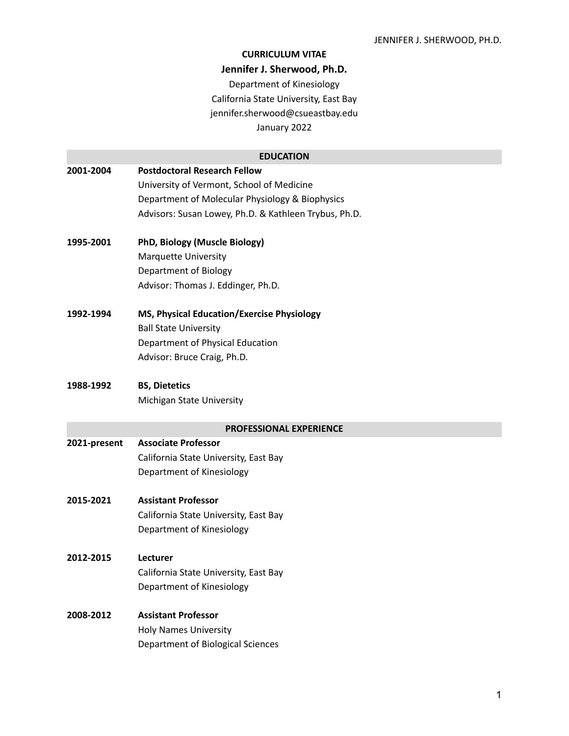# CURRICULUM VITAE

## Jennifer J. Sherwood, Ph.D.

Department of Kinesiology
California State University, East Bay
jennifer.sherwood@csueastbay.edu
January 2022

## EDUCATION

**2001-2004** **Postdoctoral Research Fellow**
University of Vermont, School of Medicine
Department of Molecular Physiology & Biophysics
Advisors: Susan Lowey, Ph.D. & Kathleen Trybus, Ph.D.

**1995-2001** **PhD, Biology (Muscle Biology)**
Marquette University
Department of Biology
Advisor: Thomas J. Eddinger, Ph.D.

**1992-1994** **MS, Physical Education/Exercise Physiology**
Ball State University
Department of Physical Education
Advisor: Bruce Craig, Ph.D.

**1988-1992** **BS, Dietetics**
Michigan State University

## PROFESSIONAL EXPERIENCE

**2021-present** **Associate Professor**
California State University, East Bay
Department of Kinesiology

**2015-2021** **Assistant Professor**
California State University, East Bay
Department of Kinesiology

**2012-2015** **Lecturer**
California State University, East Bay
Department of Kinesiology

**2008-2012** **Assistant Professor**
Holy Names University
Department of Biological Sciences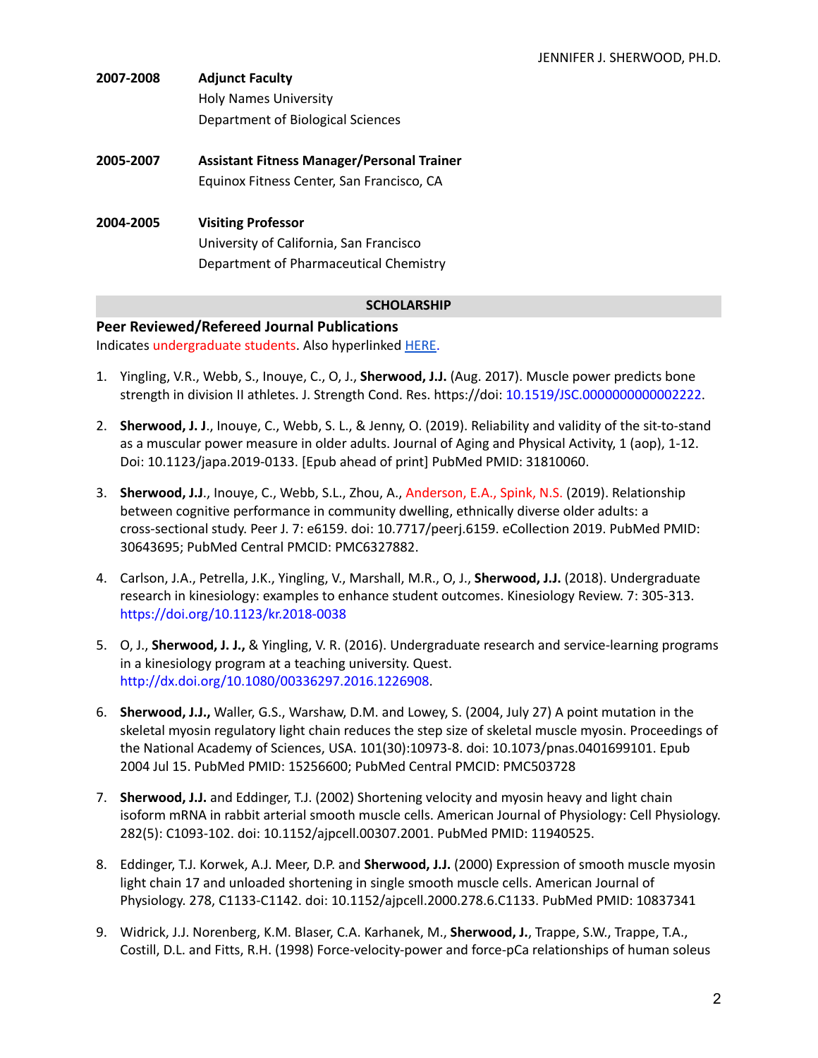**2007-2008** **Adjunct Faculty**
Holy Names University
Department of Biological Sciences

**2005-2007** **Assistant Fitness Manager/Personal Trainer**
Equinox Fitness Center, San Francisco, CA

**2004-2005** **Visiting Professor**
University of California, San Francisco
Department of Pharmaceutical Chemistry

## SCHOLARSHIP

### Peer Reviewed/Refereed Journal Publications

Indicates undergraduate students. Also hyperlinked HERE.

1. Yingling, V.R., Webb, S., Inouye, C., O, J., **Sherwood, J.J.** (Aug. 2017). Muscle power predicts bone strength in division II athletes. J. Strength Cond. Res. https://doi: 10.1519/JSC.0000000000002222.

2. **Sherwood, J. J**., Inouye, C., Webb, S. L., & Jenny, O. (2019). Reliability and validity of the sit-to-stand as a muscular power measure in older adults. Journal of Aging and Physical Activity, 1 (aop), 1-12. Doi: 10.1123/japa.2019-0133. [Epub ahead of print] PubMed PMID: 31810060.

3. **Sherwood, J.J**., Inouye, C., Webb, S.L., Zhou, A., Anderson, E.A., Spink, N.S. (2019). Relationship between cognitive performance in community dwelling, ethnically diverse older adults: a cross-sectional study. Peer J. 7: e6159. doi: 10.7717/peerj.6159. eCollection 2019. PubMed PMID: 30643695; PubMed Central PMCID: PMC6327882.

4. Carlson, J.A., Petrella, J.K., Yingling, V., Marshall, M.R., O, J., **Sherwood, J.J.** (2018). Undergraduate research in kinesiology: examples to enhance student outcomes. Kinesiology Review. 7: 305-313. https://doi.org/10.1123/kr.2018-0038

5. O, J., **Sherwood, J. J.**, & Yingling, V. R. (2016). Undergraduate research and service-learning programs in a kinesiology program at a teaching university. Quest. http://dx.doi.org/10.1080/00336297.2016.1226908.

6. **Sherwood, J.J.,** Waller, G.S., Warshaw, D.M. and Lowey, S. (2004, July 27) A point mutation in the skeletal myosin regulatory light chain reduces the step size of skeletal muscle myosin. Proceedings of the National Academy of Sciences, USA. 101(30):10973-8. doi: 10.1073/pnas.0401699101. Epub 2004 Jul 15. PubMed PMID: 15256600; PubMed Central PMCID: PMC503728

7. **Sherwood, J.J.** and Eddinger, T.J. (2002) Shortening velocity and myosin heavy and light chain isoform mRNA in rabbit arterial smooth muscle cells. American Journal of Physiology: Cell Physiology. 282(5): C1093-102. doi: 10.1152/ajpcell.00307.2001. PubMed PMID: 11940525.

8. Eddinger, T.J. Korwek, A.J. Meer, D.P. and **Sherwood, J.J.** (2000) Expression of smooth muscle myosin light chain 17 and unloaded shortening in single smooth muscle cells. American Journal of Physiology. 278, C1133-C1142. doi: 10.1152/ajpcell.2000.278.6.C1133. PubMed PMID: 10837341

9. Widrick, J.J. Norenberg, K.M. Blaser, C.A. Karhanek, M., **Sherwood, J.**, Trappe, S.W., Trappe, T.A., Costill, D.L. and Fitts, R.H. (1998) Force-velocity-power and force-pCa relationships of human soleus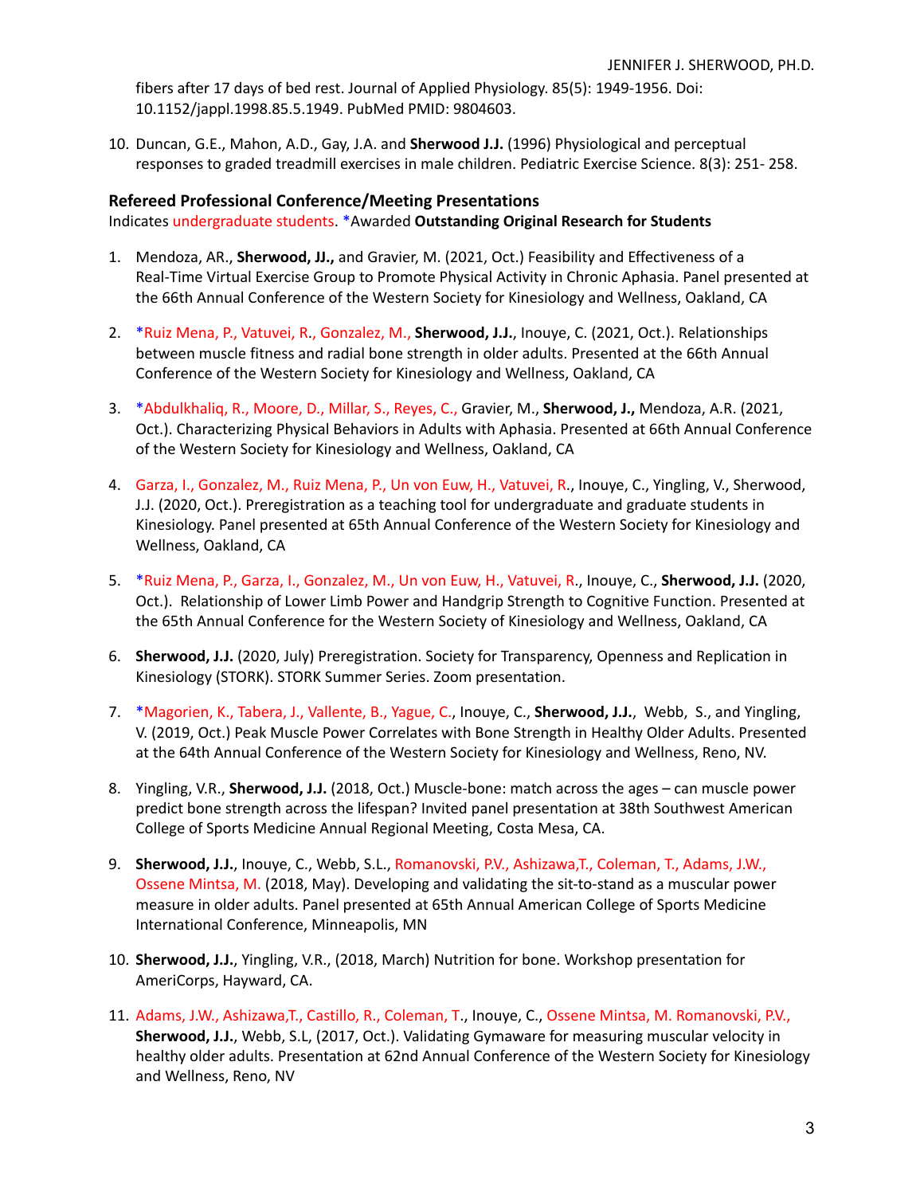fibers after 17 days of bed rest. Journal of Applied Physiology. 85(5): 1949-1956. Doi: 10.1152/jappl.1998.85.5.1949. PubMed PMID: 9804603.

10. Duncan, G.E., Mahon, A.D., Gay, J.A. and **Sherwood J.J.** (1996) Physiological and perceptual responses to graded treadmill exercises in male children. Pediatric Exercise Science. 8(3): 251- 258.

### Refereed Professional Conference/Meeting Presentations

Indicates undergraduate students. *Awarded **Outstanding Original Research for Students**

1. Mendoza, AR., **Sherwood, JJ.,** and Gravier, M. (2021, Oct.) Feasibility and Effectiveness of a Real-Time Virtual Exercise Group to Promote Physical Activity in Chronic Aphasia. Panel presented at the 66th Annual Conference of the Western Society for Kinesiology and Wellness, Oakland, CA

2. *Ruiz Mena, P., Vatuvei, R., Gonzalez, M., **Sherwood, J.J.**, Inouye, C. (2021, Oct.). Relationships between muscle fitness and radial bone strength in older adults. Presented at the 66th Annual Conference of the Western Society for Kinesiology and Wellness, Oakland, CA

3. *Abdulkhaliq, R., Moore, D., Millar, S., Reyes, C., Gravier, M., **Sherwood, J.,** Mendoza, A.R. (2021, Oct.). Characterizing Physical Behaviors in Adults with Aphasia. Presented at 66th Annual Conference of the Western Society for Kinesiology and Wellness, Oakland, CA

4. Garza, I., Gonzalez, M., Ruiz Mena, P., Un von Euw, H., Vatuvei, R., Inouye, C., Yingling, V., Sherwood, J.J. (2020, Oct.). Preregistration as a teaching tool for undergraduate and graduate students in Kinesiology. Panel presented at 65th Annual Conference of the Western Society for Kinesiology and Wellness, Oakland, CA

5. *Ruiz Mena, P., Garza, I., Gonzalez, M., Un von Euw, H., Vatuvei, R., Inouye, C., **Sherwood, J.J.** (2020, Oct.). Relationship of Lower Limb Power and Handgrip Strength to Cognitive Function. Presented at the 65th Annual Conference for the Western Society of Kinesiology and Wellness, Oakland, CA

6. **Sherwood, J.J.** (2020, July) Preregistration. Society for Transparency, Openness and Replication in Kinesiology (STORK). STORK Summer Series. Zoom presentation.

7. *Magorien, K., Tabera, J., Vallente, B., Yague, C., Inouye, C., **Sherwood, J.J.**, Webb, S., and Yingling, V. (2019, Oct.) Peak Muscle Power Correlates with Bone Strength in Healthy Older Adults. Presented at the 64th Annual Conference of the Western Society for Kinesiology and Wellness, Reno, NV.

8. Yingling, V.R., **Sherwood, J.J.** (2018, Oct.) Muscle-bone: match across the ages – can muscle power predict bone strength across the lifespan? Invited panel presentation at 38th Southwest American College of Sports Medicine Annual Regional Meeting, Costa Mesa, CA.

9. **Sherwood, J.J.**, Inouye, C., Webb, S.L., Romanovski, P.V., Ashizawa,T., Coleman, T., Adams, J.W., Ossene Mintsa, M. (2018, May). Developing and validating the sit-to-stand as a muscular power measure in older adults. Panel presented at 65th Annual American College of Sports Medicine International Conference, Minneapolis, MN

10. **Sherwood, J.J.**, Yingling, V.R., (2018, March) Nutrition for bone. Workshop presentation for AmeriCorps, Hayward, CA.

11. Adams, J.W., Ashizawa,T., Castillo, R., Coleman, T., Inouye, C., Ossene Mintsa, M. Romanovski, P.V., **Sherwood, J.J.**, Webb, S.L, (2017, Oct.). Validating Gymaware for measuring muscular velocity in healthy older adults. Presentation at 62nd Annual Conference of the Western Society for Kinesiology and Wellness, Reno, NV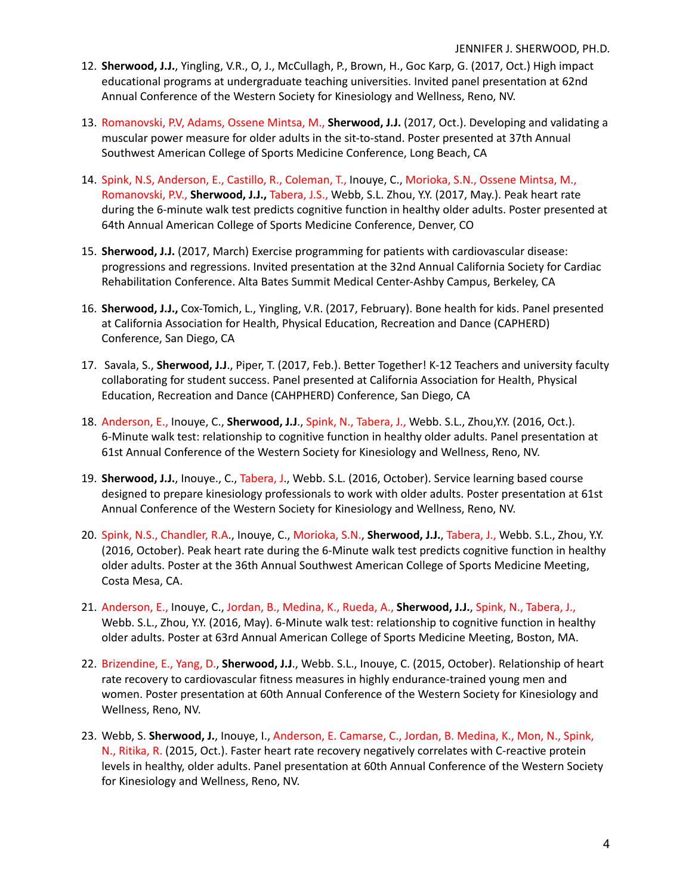12. **Sherwood, J.J.**, Yingling, V.R., O, J., McCullagh, P., Brown, H., Goc Karp, G. (2017, Oct.) High impact educational programs at undergraduate teaching universities. Invited panel presentation at 62nd Annual Conference of the Western Society for Kinesiology and Wellness, Reno, NV.

13. Romanovski, P.V, Adams, Ossene Mintsa, M., **Sherwood, J.J.** (2017, Oct.). Developing and validating a muscular power measure for older adults in the sit-to-stand. Poster presented at 37th Annual Southwest American College of Sports Medicine Conference, Long Beach, CA

14. Spink, N.S, Anderson, E., Castillo, R., Coleman, T., Inouye, C., Morioka, S.N., Ossene Mintsa, M., Romanovski, P.V., **Sherwood, J.J.,** Tabera, J.S., Webb, S.L. Zhou, Y.Y. (2017, May.). Peak heart rate during the 6-minute walk test predicts cognitive function in healthy older adults. Poster presented at 64th Annual American College of Sports Medicine Conference, Denver, CO

15. **Sherwood, J.J.** (2017, March) Exercise programming for patients with cardiovascular disease: progressions and regressions. Invited presentation at the 32nd Annual California Society for Cardiac Rehabilitation Conference. Alta Bates Summit Medical Center-Ashby Campus, Berkeley, CA

16. **Sherwood, J.J.,** Cox-Tomich, L., Yingling, V.R. (2017, February). Bone health for kids. Panel presented at California Association for Health, Physical Education, Recreation and Dance (CAPHERD) Conference, San Diego, CA

17. Savala, S., **Sherwood, J.J**., Piper, T. (2017, Feb.). Better Together! K-12 Teachers and university faculty collaborating for student success. Panel presented at California Association for Health, Physical Education, Recreation and Dance (CAHPHERD) Conference, San Diego, CA

18. Anderson, E., Inouye, C., **Sherwood, J.J**., Spink, N., Tabera, J., Webb. S.L., Zhou,Y.Y. (2016, Oct.). 6-Minute walk test: relationship to cognitive function in healthy older adults. Panel presentation at 61st Annual Conference of the Western Society for Kinesiology and Wellness, Reno, NV.

19. **Sherwood, J.J.**, Inouye., C., Tabera, J., Webb. S.L. (2016, October). Service learning based course designed to prepare kinesiology professionals to work with older adults. Poster presentation at 61st Annual Conference of the Western Society for Kinesiology and Wellness, Reno, NV.

20. Spink, N.S., Chandler, R.A., Inouye, C., Morioka, S.N., **Sherwood, J.J.**, Tabera, J., Webb. S.L., Zhou, Y.Y. (2016, October). Peak heart rate during the 6-Minute walk test predicts cognitive function in healthy older adults. Poster at the 36th Annual Southwest American College of Sports Medicine Meeting, Costa Mesa, CA.

21. Anderson, E., Inouye, C., Jordan, B., Medina, K., Rueda, A., **Sherwood, J.J.**, Spink, N., Tabera, J., Webb. S.L., Zhou, Y.Y. (2016, May). 6-Minute walk test: relationship to cognitive function in healthy older adults. Poster at 63rd Annual American College of Sports Medicine Meeting, Boston, MA.

22. Brizendine, E., Yang, D., **Sherwood, J.J**., Webb. S.L., Inouye, C. (2015, October). Relationship of heart rate recovery to cardiovascular fitness measures in highly endurance-trained young men and women. Poster presentation at 60th Annual Conference of the Western Society for Kinesiology and Wellness, Reno, NV.

23. Webb, S. **Sherwood, J.**, Inouye, I., Anderson, E. Camarse, C., Jordan, B. Medina, K., Mon, N., Spink, N., Ritika, R. (2015, Oct.). Faster heart rate recovery negatively correlates with C-reactive protein levels in healthy, older adults. Panel presentation at 60th Annual Conference of the Western Society for Kinesiology and Wellness, Reno, NV.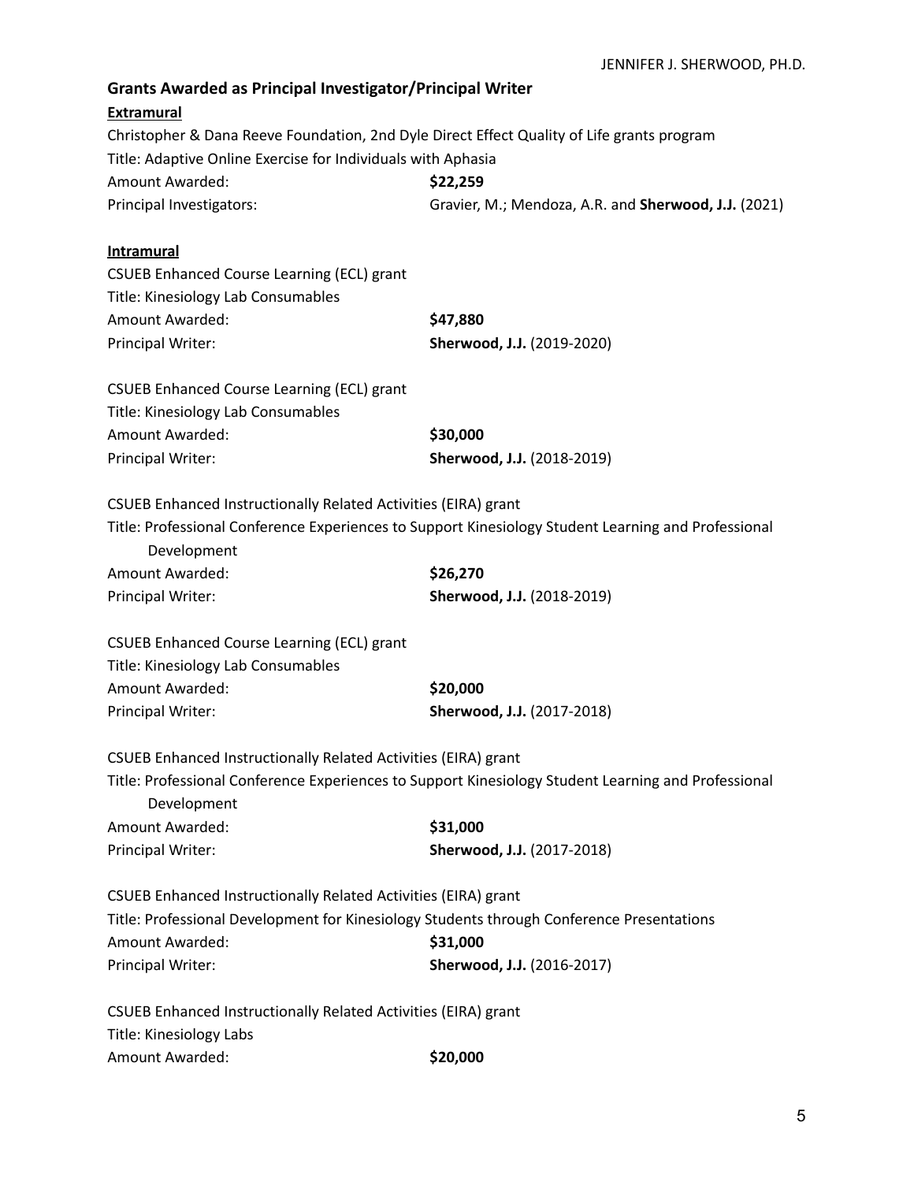## Grants Awarded as Principal Investigator/Principal Writer

**Extramural**

Christopher & Dana Reeve Foundation, 2nd Dyle Direct Effect Quality of Life grants program
Title: Adaptive Online Exercise for Individuals with Aphasia
Amount Awarded: **$22,259**
Principal Investigators: Gravier, M.; Mendoza, A.R. and **Sherwood, J.J.** (2021)

**Intramural**

CSUEB Enhanced Course Learning (ECL) grant
Title: Kinesiology Lab Consumables
Amount Awarded: **$47,880**
Principal Writer: **Sherwood, J.J.** (2019-2020)

CSUEB Enhanced Course Learning (ECL) grant
Title: Kinesiology Lab Consumables
Amount Awarded: **$30,000**
Principal Writer: **Sherwood, J.J.** (2018-2019)

CSUEB Enhanced Instructionally Related Activities (EIRA) grant
Title: Professional Conference Experiences to Support Kinesiology Student Learning and Professional Development
Amount Awarded: **$26,270**
Principal Writer: **Sherwood, J.J.** (2018-2019)

CSUEB Enhanced Course Learning (ECL) grant
Title: Kinesiology Lab Consumables
Amount Awarded: **$20,000**
Principal Writer: **Sherwood, J.J.** (2017-2018)

CSUEB Enhanced Instructionally Related Activities (EIRA) grant
Title: Professional Conference Experiences to Support Kinesiology Student Learning and Professional Development
Amount Awarded: **$31,000**
Principal Writer: **Sherwood, J.J.** (2017-2018)

CSUEB Enhanced Instructionally Related Activities (EIRA) grant
Title: Professional Development for Kinesiology Students through Conference Presentations
Amount Awarded: **$31,000**
Principal Writer: **Sherwood, J.J.** (2016-2017)

CSUEB Enhanced Instructionally Related Activities (EIRA) grant
Title: Kinesiology Labs
Amount Awarded: **$20,000**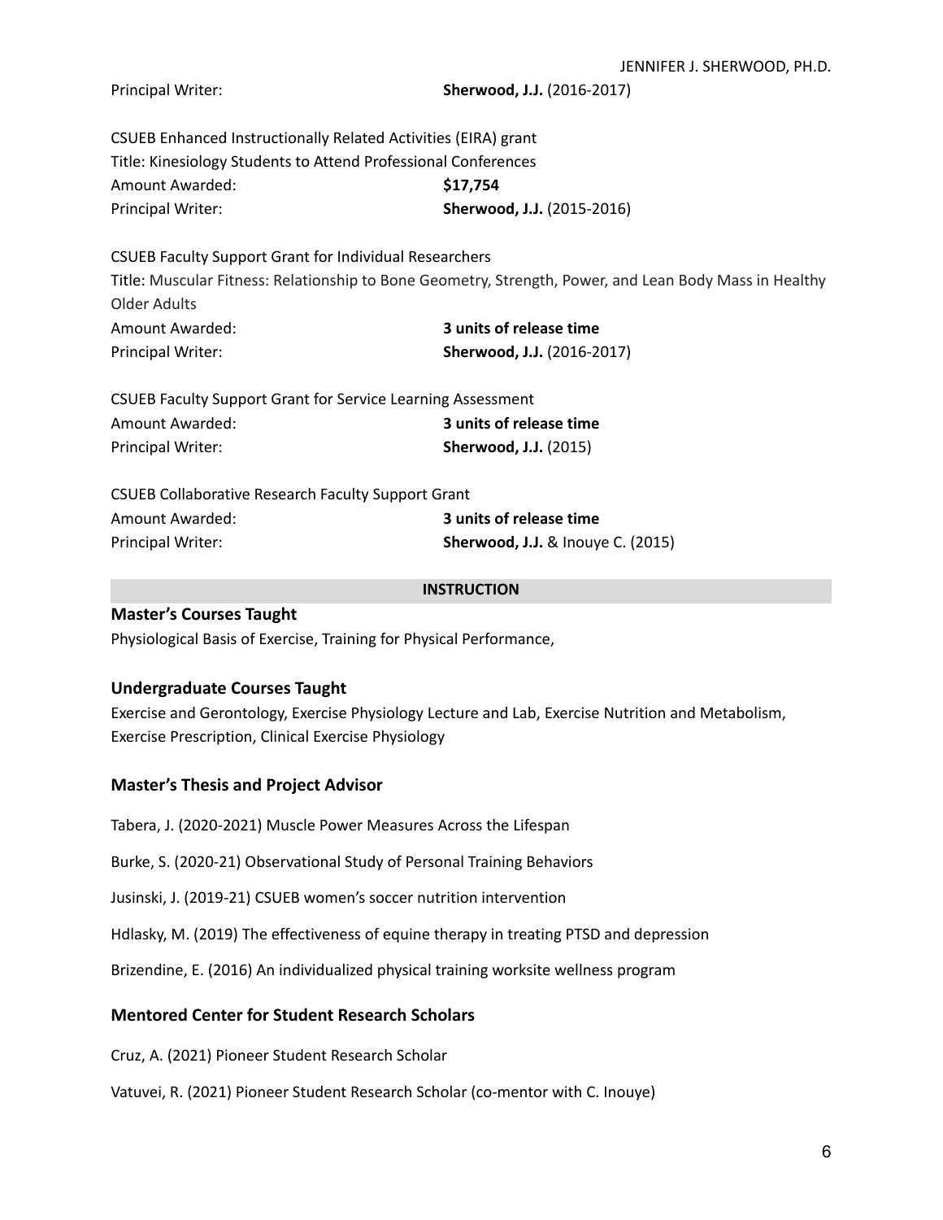Principal Writer: **Sherwood, J.J.** (2016-2017)

CSUEB Enhanced Instructionally Related Activities (EIRA) grant
Title: Kinesiology Students to Attend Professional Conferences
Amount Awarded: **$17,754**
Principal Writer: **Sherwood, J.J.** (2015-2016)

CSUEB Faculty Support Grant for Individual Researchers
Title: Muscular Fitness: Relationship to Bone Geometry, Strength, Power, and Lean Body Mass in Healthy Older Adults
Amount Awarded: **3 units of release time**
Principal Writer: **Sherwood, J.J.** (2016-2017)

CSUEB Faculty Support Grant for Service Learning Assessment
Amount Awarded: **3 units of release time**
Principal Writer: **Sherwood, J.J.** (2015)

CSUEB Collaborative Research Faculty Support Grant
Amount Awarded: **3 units of release time**
Principal Writer: **Sherwood, J.J.** & Inouye C. (2015)

## INSTRUCTION

### Master's Courses Taught

Physiological Basis of Exercise, Training for Physical Performance,

### Undergraduate Courses Taught

Exercise and Gerontology, Exercise Physiology Lecture and Lab, Exercise Nutrition and Metabolism, Exercise Prescription, Clinical Exercise Physiology

### Master's Thesis and Project Advisor

Tabera, J. (2020-2021) Muscle Power Measures Across the Lifespan

Burke, S. (2020-21) Observational Study of Personal Training Behaviors

Jusinski, J. (2019-21) CSUEB women's soccer nutrition intervention

Hdlasky, M. (2019) The effectiveness of equine therapy in treating PTSD and depression

Brizendine, E. (2016) An individualized physical training worksite wellness program

### Mentored Center for Student Research Scholars

Cruz, A. (2021) Pioneer Student Research Scholar

Vatuvei, R. (2021) Pioneer Student Research Scholar (co-mentor with C. Inouye)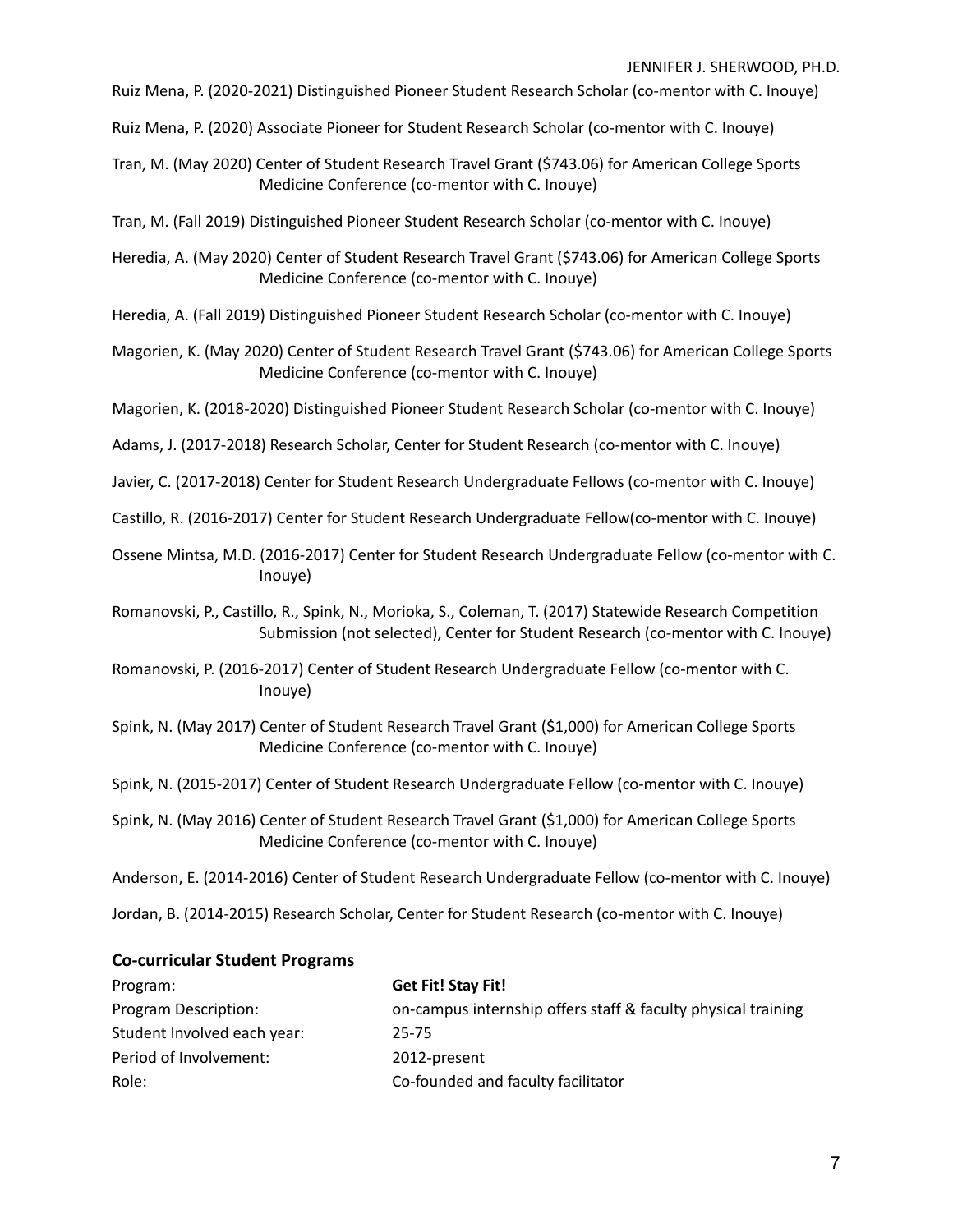Ruiz Mena, P. (2020-2021) Distinguished Pioneer Student Research Scholar (co-mentor with C. Inouye)

Ruiz Mena, P. (2020) Associate Pioneer for Student Research Scholar (co-mentor with C. Inouye)

Tran, M. (May 2020) Center of Student Research Travel Grant ($743.06) for American College Sports Medicine Conference (co-mentor with C. Inouye)

Tran, M. (Fall 2019) Distinguished Pioneer Student Research Scholar (co-mentor with C. Inouye)

Heredia, A. (May 2020) Center of Student Research Travel Grant ($743.06) for American College Sports Medicine Conference (co-mentor with C. Inouye)

Heredia, A. (Fall 2019) Distinguished Pioneer Student Research Scholar (co-mentor with C. Inouye)

Magorien, K. (May 2020) Center of Student Research Travel Grant ($743.06) for American College Sports Medicine Conference (co-mentor with C. Inouye)

Magorien, K. (2018-2020) Distinguished Pioneer Student Research Scholar (co-mentor with C. Inouye)

Adams, J. (2017-2018) Research Scholar, Center for Student Research (co-mentor with C. Inouye)

Javier, C. (2017-2018) Center for Student Research Undergraduate Fellows (co-mentor with C. Inouye)

Castillo, R. (2016-2017) Center for Student Research Undergraduate Fellow(co-mentor with C. Inouye)

Ossene Mintsa, M.D. (2016-2017) Center for Student Research Undergraduate Fellow (co-mentor with C. Inouye)

Romanovski, P., Castillo, R., Spink, N., Morioka, S., Coleman, T. (2017) Statewide Research Competition Submission (not selected), Center for Student Research (co-mentor with C. Inouye)

Romanovski, P. (2016-2017) Center of Student Research Undergraduate Fellow (co-mentor with C. Inouye)

Spink, N. (May 2017) Center of Student Research Travel Grant ($1,000) for American College Sports Medicine Conference (co-mentor with C. Inouye)

Spink, N. (2015-2017) Center of Student Research Undergraduate Fellow (co-mentor with C. Inouye)

Spink, N. (May 2016) Center of Student Research Travel Grant ($1,000) for American College Sports Medicine Conference (co-mentor with C. Inouye)

Anderson, E. (2014-2016) Center of Student Research Undergraduate Fellow (co-mentor with C. Inouye)

Jordan, B. (2014-2015) Research Scholar, Center for Student Research (co-mentor with C. Inouye)

### Co-curricular Student Programs

| | |
|---|---|
| Program: | **Get Fit! Stay Fit!** |
| Program Description: | on-campus internship offers staff & faculty physical training |
| Student Involved each year: | 25-75 |
| Period of Involvement: | 2012-present |
| Role: | Co-founded and faculty facilitator |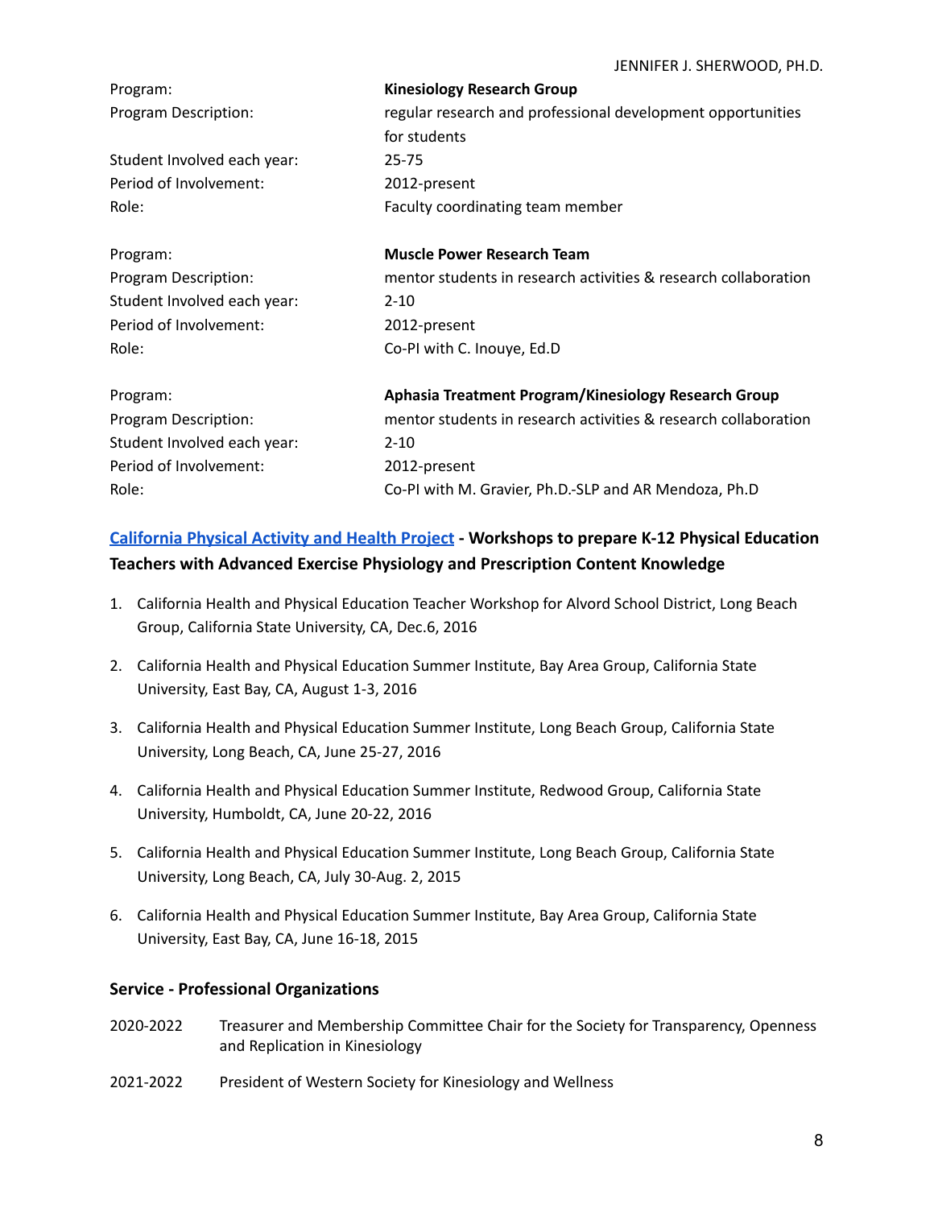| | |
|---|---|
| Program: | **Kinesiology Research Group** |
| Program Description: | regular research and professional development opportunities for students |
| Student Involved each year: | 25-75 |
| Period of Involvement: | 2012-present |
| Role: | Faculty coordinating team member |

| | |
|---|---|
| Program: | **Muscle Power Research Team** |
| Program Description: | mentor students in research activities & research collaboration |
| Student Involved each year: | 2-10 |
| Period of Involvement: | 2012-present |
| Role: | Co-PI with C. Inouye, Ed.D |

| | |
|---|---|
| Program: | **Aphasia Treatment Program/Kinesiology Research Group** |
| Program Description: | mentor students in research activities & research collaboration |
| Student Involved each year: | 2-10 |
| Period of Involvement: | 2012-present |
| Role: | Co-PI with M. Gravier, Ph.D.-SLP and AR Mendoza, Ph.D |

### California Physical Activity and Health Project - Workshops to prepare K-12 Physical Education Teachers with Advanced Exercise Physiology and Prescription Content Knowledge

1. California Health and Physical Education Teacher Workshop for Alvord School District, Long Beach Group, California State University, CA, Dec.6, 2016

2. California Health and Physical Education Summer Institute, Bay Area Group, California State University, East Bay, CA, August 1-3, 2016

3. California Health and Physical Education Summer Institute, Long Beach Group, California State University, Long Beach, CA, June 25-27, 2016

4. California Health and Physical Education Summer Institute, Redwood Group, California State University, Humboldt, CA, June 20-22, 2016

5. California Health and Physical Education Summer Institute, Long Beach Group, California State University, Long Beach, CA, July 30-Aug. 2, 2015

6. California Health and Physical Education Summer Institute, Bay Area Group, California State University, East Bay, CA, June 16-18, 2015

### Service - Professional Organizations

| | |
|---|---|
| 2020-2022 | Treasurer and Membership Committee Chair for the Society for Transparency, Openness and Replication in Kinesiology |
| 2021-2022 | President of Western Society for Kinesiology and Wellness |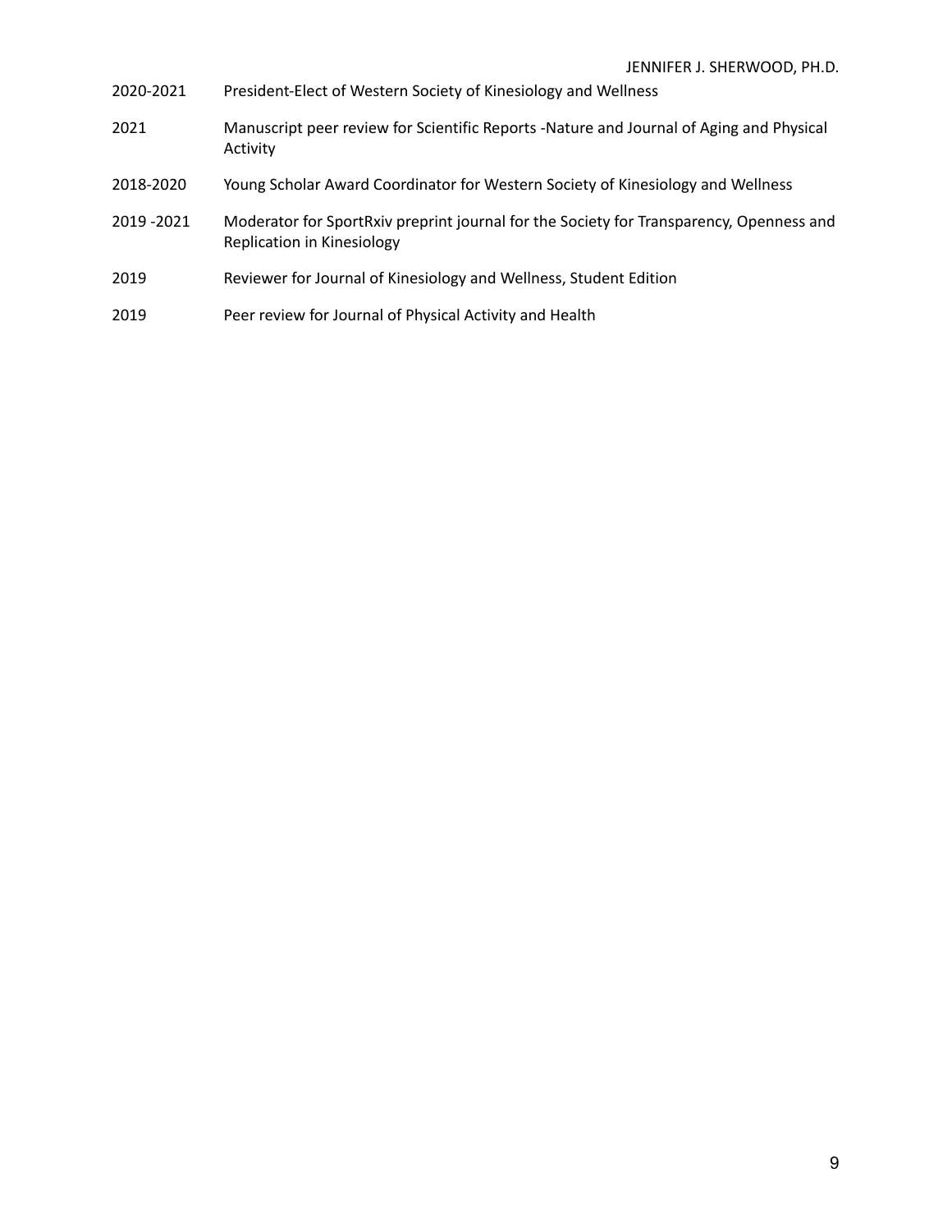| | |
|---|---|
| 2020-2021 | President-Elect of Western Society of Kinesiology and Wellness |
| 2021 | Manuscript peer review for Scientific Reports -Nature and Journal of Aging and Physical Activity |
| 2018-2020 | Young Scholar Award Coordinator for Western Society of Kinesiology and Wellness |
| 2019 -2021 | Moderator for SportRxiv preprint journal for the Society for Transparency, Openness and Replication in Kinesiology |
| 2019 | Reviewer for Journal of Kinesiology and Wellness, Student Edition |
| 2019 | Peer review for Journal of Physical Activity and Health |